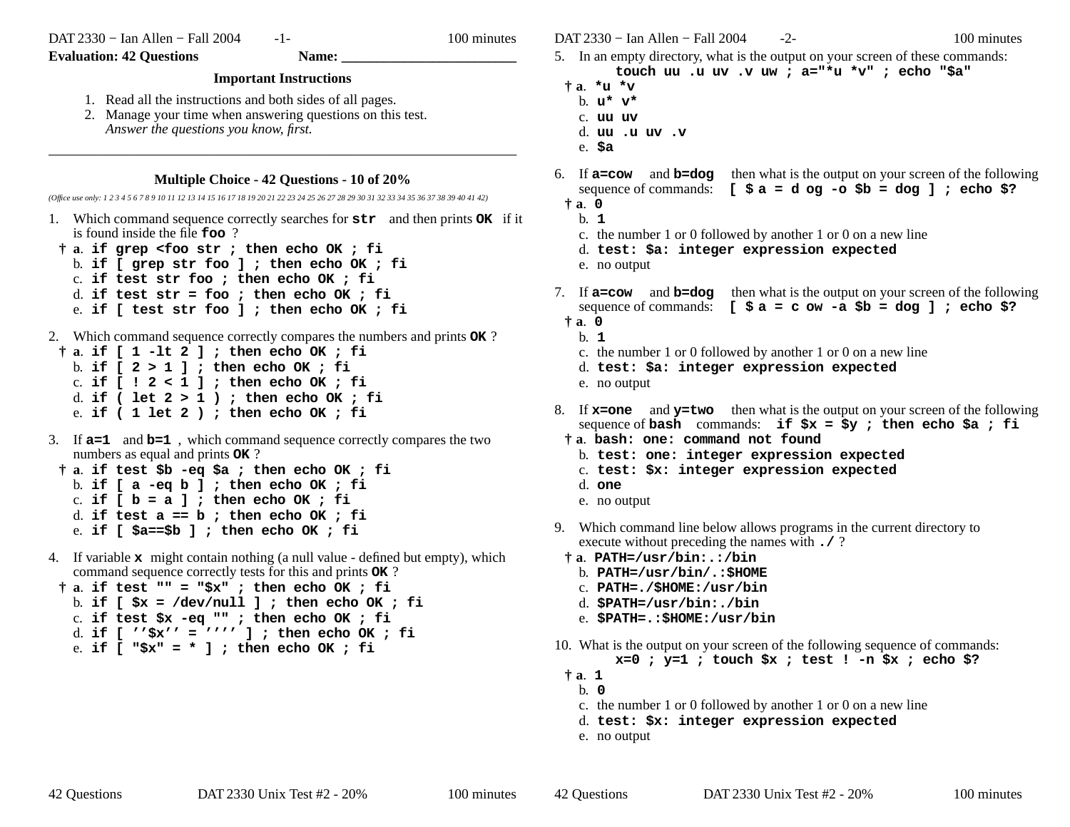**Evaluation: 42 Questions** **Name: ________________________**

### Important Instructions

1. Read all the instructions and both sides of all pages.
2. Manage your time when answering questions on this test.
   *Answer the questions you know, first.*

---

### Multiple Choice - 42 Questions - 10 of 20%

*(Office use only: 1 2 3 4 5 6 7 8 9 10 11 12 13 14 15 16 17 18 19 20 21 22 23 24 25 26 27 28 29 30 31 32 33 34 35 36 37 38 39 40 41 42)*

1. Which command sequence correctly searches for **`str`** and then prints **`OK`** if it is found inside the file **`foo`** ?
   † a. **`if grep <foo str ; then echo OK ; fi`**
   b. **`if [ grep str foo ] ; then echo OK ; fi`**
   c. **`if test str foo ; then echo OK ; fi`**
   d. **`if test str = foo ; then echo OK ; fi`**
   e. **`if [ test str foo ] ; then echo OK ; fi`**

2. Which command sequence correctly compares the numbers and prints **`OK`** ?
   † a. **`if [ 1 -lt 2 ] ; then echo OK ; fi`**
   b. **`if [ 2 > 1 ] ; then echo OK ; fi`**
   c. **`if [ ! 2 < 1 ] ; then echo OK ; fi`**
   d. **`if ( let 2 > 1 ) ; then echo OK ; fi`**
   e. **`if ( 1 let 2 ) ; then echo OK ; fi`**

3. If **`a=1`** and **`b=1`** , which command sequence correctly compares the two numbers as equal and prints **`OK`** ?
   † a. **`if test $b -eq $a ; then echo OK ; fi`**
   b. **`if [ a -eq b ] ; then echo OK ; fi`**
   c. **`if [ b = a ] ; then echo OK ; fi`**
   d. **`if test a == b ; then echo OK ; fi`**
   e. **`if [ $a==$b ] ; then echo OK ; fi`**

4. If variable **`x`** might contain nothing (a null value - defined but empty), which command sequence correctly tests for this and prints **`OK`** ?
   † a. **`if test "" = "$x" ; then echo OK ; fi`**
   b. **`if [ $x = /dev/null ] ; then echo OK ; fi`**
   c. **`if test $x -eq "" ; then echo OK ; fi`**
   d. **`if [ ’’$x’’ = ’’’’ ] ; then echo OK ; fi`**
   e. **`if [ "$x" = * ] ; then echo OK ; fi`**

5. In an empty directory, what is the output on your screen of these commands:
   **`touch uu .u uv .v uw ; a="*u *v" ; echo "$a"`**
   † a. **`*u *v`**
   b. **`u* v*`**
   c. **`uu uv`**
   d. **`uu .u uv .v`**
   e. **`$a`**

6. If **`a=cow`** and **`b=dog`** then what is the output on your screen of the following sequence of commands: **`[ $a = d og -o $b = dog ] ; echo $?`**
   † a. **`0`**
   b. **`1`**
   c. the number 1 or 0 followed by another 1 or 0 on a new line
   d. **`test: $a: integer expression expected`**
   e. no output

7. If **`a=cow`** and **`b=dog`** then what is the output on your screen of the following sequence of commands: **`[ $a = c ow -a $b = dog ] ; echo $?`**
   † a. **`0`**
   b. **`1`**
   c. the number 1 or 0 followed by another 1 or 0 on a new line
   d. **`test: $a: integer expression expected`**
   e. no output

8. If **`x=one`** and **`y=two`** then what is the output on your screen of the following sequence of **`bash`** commands: **`if $x = $y ; then echo $a ; fi`**
   † a. **`bash: one: command not found`**
   b. **`test: one: integer expression expected`**
   c. **`test: $x: integer expression expected`**
   d. **`one`**
   e. no output

9. Which command line below allows programs in the current directory to execute without preceding the names with **`./`** ?
   † a. **`PATH=/usr/bin:.:/bin`**
   b. **`PATH=/usr/bin/.:$HOME`**
   c. **`PATH=./$HOME:/usr/bin`**
   d. **`$PATH=/usr/bin:./bin`**
   e. **`$PATH=.:$HOME:/usr/bin`**

10. What is the output on your screen of the following sequence of commands:
    **`x=0 ; y=1 ; touch $x ; test ! -n $x ; echo $?`**
    † a. **`1`**
    b. **`0`**
    c. the number 1 or 0 followed by another 1 or 0 on a new line
    d. **`test: $x: integer expression expected`**
    e. no output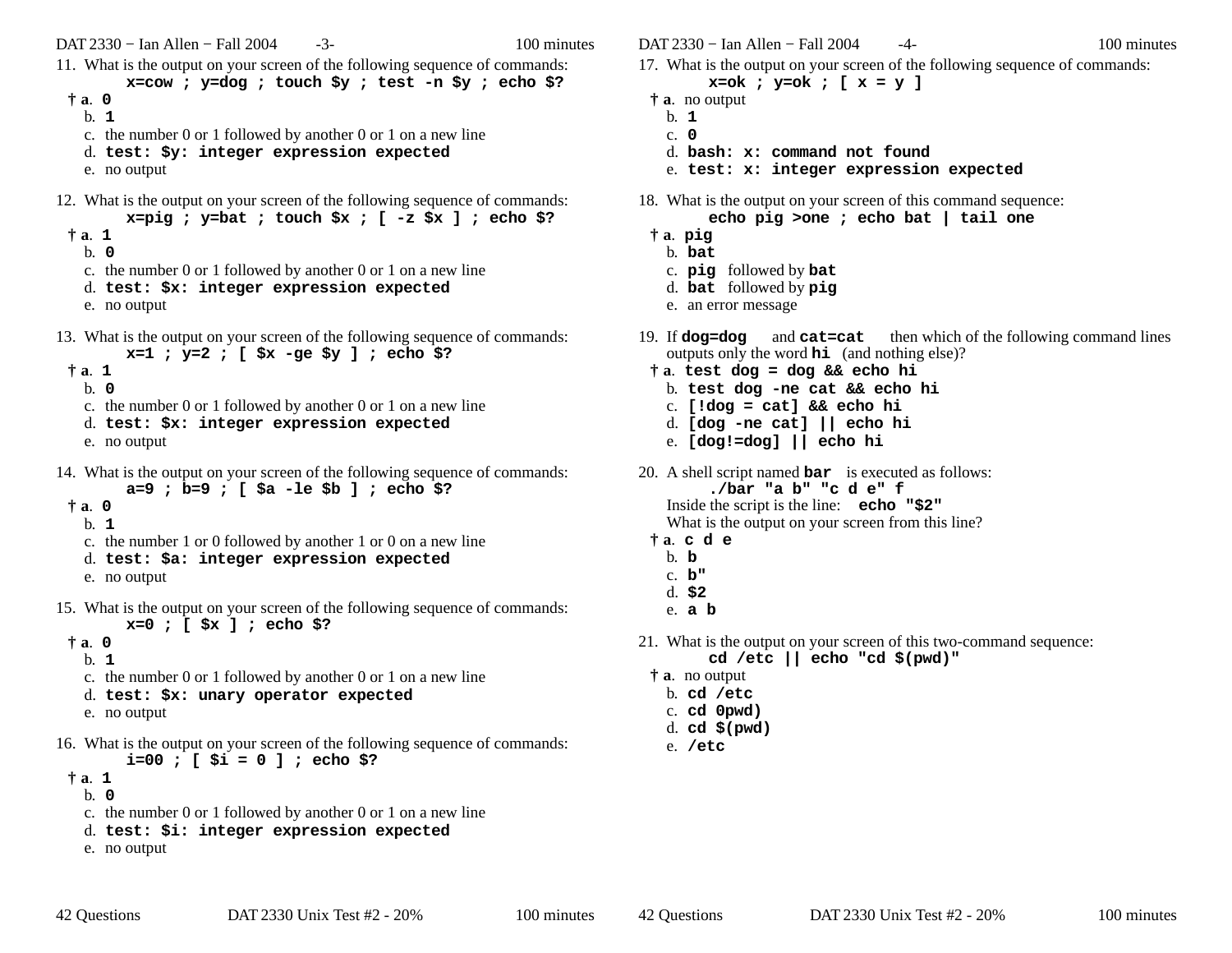11. What is the output on your screen of the following sequence of commands:

    **x=cow ; y=dog ; touch $y ; test -n $y ; echo $?**

    † a. **0**
    b. **1**
    c. the number 0 or 1 followed by another 0 or 1 on a new line
    d. **test: $y: integer expression expected**
    e. no output

12. What is the output on your screen of the following sequence of commands:

    **x=pig ; y=bat ; touch $x ; [ -z $x ] ; echo $?**

    † a. **1**
    b. **0**
    c. the number 0 or 1 followed by another 0 or 1 on a new line
    d. **test: $x: integer expression expected**
    e. no output

13. What is the output on your screen of the following sequence of commands:

    **x=1 ; y=2 ; [ $x -ge $y ] ; echo $?**

    † a. **1**
    b. **0**
    c. the number 0 or 1 followed by another 0 or 1 on a new line
    d. **test: $x: integer expression expected**
    e. no output

14. What is the output on your screen of the following sequence of commands:

    **a=9 ; b=9 ; [ $a -le $b ] ; echo $?**

    † a. **0**
    b. **1**
    c. the number 1 or 0 followed by another 1 or 0 on a new line
    d. **test: $a: integer expression expected**
    e. no output

15. What is the output on your screen of the following sequence of commands:

    **x=0 ; [ $x ] ; echo $?**

    † a. **0**
    b. **1**
    c. the number 0 or 1 followed by another 0 or 1 on a new line
    d. **test: $x: unary operator expected**
    e. no output

16. What is the output on your screen of the following sequence of commands:

    **i=00 ; [ $i = 0 ] ; echo $?**

    † a. **1**
    b. **0**
    c. the number 0 or 1 followed by another 0 or 1 on a new line
    d. **test: $i: integer expression expected**
    e. no output

17. What is the output on your screen of the following sequence of commands:

    **x=ok ; y=ok ; [ x = y ]**

    † a. no output
    b. **1**
    c. **0**
    d. **bash: x: command not found**
    e. **test: x: integer expression expected**

18. What is the output on your screen of this command sequence:

    **echo pig >one ; echo bat | tail one**

    † a. **pig**
    b. **bat**
    c. **pig** followed by **bat**
    d. **bat** followed by **pig**
    e. an error message

19. If **dog=dog** and **cat=cat** then which of the following command lines outputs only the word **hi** (and nothing else)?

    † a. **test dog = dog && echo hi**
    b. **test dog -ne cat && echo hi**
    c. **[!dog = cat] && echo hi**
    d. **[dog -ne cat] || echo hi**
    e. **[dog!=dog] || echo hi**

20. A shell script named **bar** is executed as follows:

    **./bar "a b" "c d e" f**

    Inside the script is the line: **echo "$2"**

    What is the output on your screen from this line?

    † a. **c d e**
    b. **b**
    c. **b"**
    d. **$2**
    e. **a b**

21. What is the output on your screen of this two-command sequence:

    **cd /etc || echo "cd $(pwd)"**

    † a. no output
    b. **cd /etc**
    c. **cd 0pwd)**
    d. **cd $(pwd)**
    e. **/etc**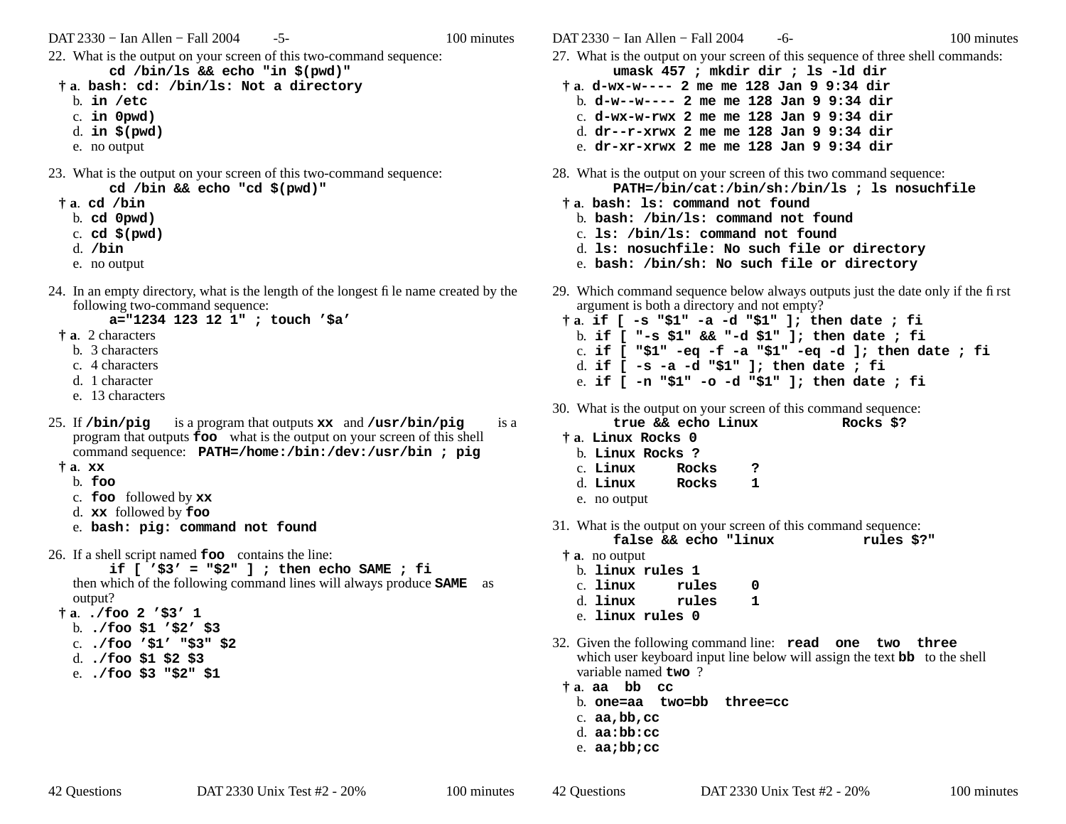22. What is the output on your screen of this two-command sequence:
    **cd /bin/ls && echo "in $(pwd)"**
    - † **a.** **bash: cd: /bin/ls: Not a directory**
    - b. **in /etc**
    - c. **in 0pwd)**
    - d. **in $(pwd)**
    - e. no output

23. What is the output on your screen of this two-command sequence:
    **cd /bin && echo "cd $(pwd)"**
    - † **a.** **cd /bin**
    - b. **cd 0pwd)**
    - c. **cd $(pwd)**
    - d. **/bin**
    - e. no output

24. In an empty directory, what is the length of the longest file name created by the following two-command sequence:
    **a="1234 123 12 1" ; touch '$a'**
    - † **a.** 2 characters
    - b. 3 characters
    - c. 4 characters
    - d. 1 character
    - e. 13 characters

25. If **/bin/pig** is a program that outputs **xx** and **/usr/bin/pig** is a program that outputs **foo** what is the output on your screen of this shell command sequence: **PATH=/home:/bin:/dev:/usr/bin ; pig**
    - † **a.** **xx**
    - b. **foo**
    - c. **foo** followed by **xx**
    - d. **xx** followed by **foo**
    - e. **bash: pig: command not found**

26. If a shell script named **foo** contains the line:
    **if [ '$3' = "$2" ] ; then echo SAME ; fi**
    then which of the following command lines will always produce **SAME** as output?
    - † **a.** **./foo 2 '$3' 1**
    - b. **./foo $1 '$2' $3**
    - c. **./foo '$1' "$3" $2**
    - d. **./foo $1 $2 $3**
    - e. **./foo $3 "$2" $1**

27. What is the output on your screen of this sequence of three shell commands:
    **umask 457 ; mkdir dir ; ls -ld dir**
    - † **a.** **d-wx-w---- 2 me me 128 Jan 9 9:34 dir**
    - b. **d-w--w---- 2 me me 128 Jan 9 9:34 dir**
    - c. **d-wx-w-rwx 2 me me 128 Jan 9 9:34 dir**
    - d. **dr--r-xrwx 2 me me 128 Jan 9 9:34 dir**
    - e. **dr-xr-xrwx 2 me me 128 Jan 9 9:34 dir**

28. What is the output on your screen of this two command sequence:
    **PATH=/bin/cat:/bin/sh:/bin/ls ; ls nosuchfile**
    - † **a.** **bash: ls: command not found**
    - b. **bash: /bin/ls: command not found**
    - c. **ls: /bin/ls: command not found**
    - d. **ls: nosuchfile: No such file or directory**
    - e. **bash: /bin/sh: No such file or directory**

29. Which command sequence below always outputs just the date only if the first argument is both a directory and not empty?
    - † **a.** **if [ -s "$1" -a -d "$1" ]; then date ; fi**
    - b. **if [ "-s $1" && "-d $1" ]; then date ; fi**
    - c. **if [ "$1" -eq -f -a "$1" -eq -d ]; then date ; fi**
    - d. **if [ -s -a -d "$1" ]; then date ; fi**
    - e. **if [ -n "$1" -o -d "$1" ]; then date ; fi**

30. What is the output on your screen of this command sequence:
    **true && echo Linux          Rocks $?**
    - † **a.** **Linux Rocks 0**
    - b. **Linux Rocks ?**
    - c. **Linux     Rocks    ?**
    - d. **Linux     Rocks    1**
    - e. no output

31. What is the output on your screen of this command sequence:
    **false && echo "linux          rules $?"**
    - † **a.** no output
    - b. **linux rules 1**
    - c. **linux     rules    0**
    - d. **linux     rules    1**
    - e. **linux rules 0**

32. Given the following command line: **read  one  two  three**
    which user keyboard input line below will assign the text **bb** to the shell variable named **two** ?
    - † **a.** **aa  bb  cc**
    - b. **one=aa  two=bb  three=cc**
    - c. **aa,bb,cc**
    - d. **aa:bb:cc**
    - e. **aa;bb;cc**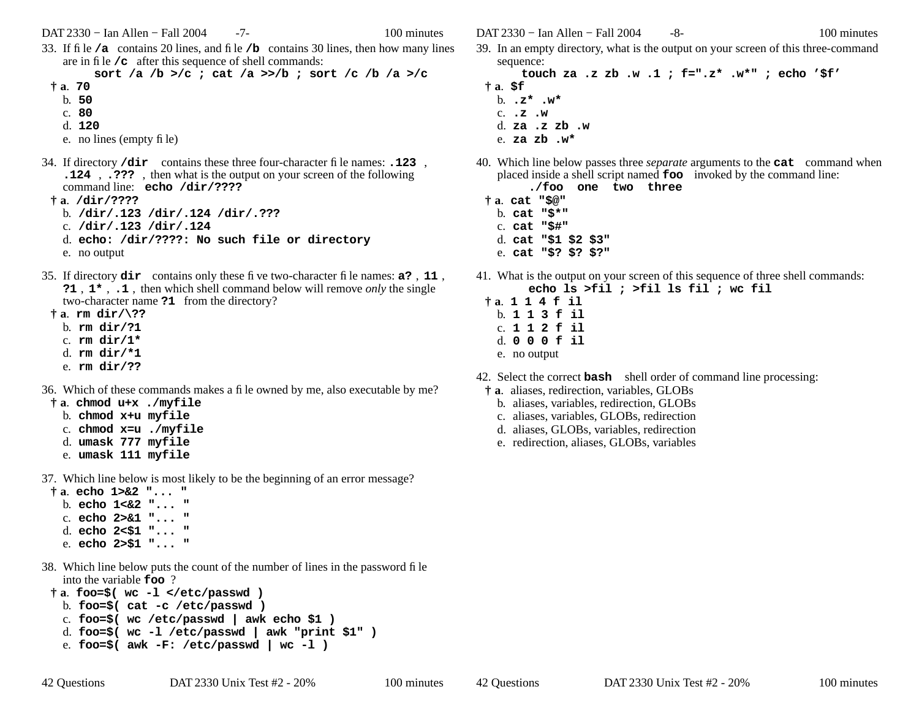33. If file **/a** contains 20 lines, and file **/b** contains 30 lines, then how many lines are in file **/c** after this sequence of shell commands:
    **sort /a /b >/c ; cat /a >>/b ; sort /c /b /a >/c**
    - † a. **70**
    - b. **50**
    - c. **80**
    - d. **120**
    - e. no lines (empty file)

34. If directory **/dir** contains these three four-character file names: **.123** , **.124** , **.???** , then what is the output on your screen of the following command line: **echo /dir/????**
    - † a. **/dir/????**
    - b. **/dir/.123 /dir/.124 /dir/.???**
    - c. **/dir/.123 /dir/.124**
    - d. **echo: /dir/????: No such file or directory**
    - e. no output

35. If directory **dir** contains only these five two-character file names: **a?** , **11** , **?1** , **1*** , **.1** , then which shell command below will remove *only* the single two-character name **?1** from the directory?
    - † a. **rm dir/\??**
    - b. **rm dir/?1**
    - c. **rm dir/1***
    - d. **rm dir/*1**
    - e. **rm dir/??**

36. Which of these commands makes a file owned by me, also executable by me?
    - † a. **chmod u+x ./myfile**
    - b. **chmod x+u myfile**
    - c. **chmod x=u ./myfile**
    - d. **umask 777 myfile**
    - e. **umask 111 myfile**

37. Which line below is most likely to be the beginning of an error message?
    - † a. **echo 1>&2 "... "**
    - b. **echo 1<&2 "... "**
    - c. **echo 2>&1 "... "**
    - d. **echo 2<$1 "... "**
    - e. **echo 2>$1 "... "**

38. Which line below puts the count of the number of lines in the password file into the variable **foo** ?
    - † a. **foo=$( wc -l </etc/passwd )**
    - b. **foo=$( cat -c /etc/passwd )**
    - c. **foo=$( wc /etc/passwd | awk echo $1 )**
    - d. **foo=$( wc -l /etc/passwd | awk "print $1" )**
    - e. **foo=$( awk -F: /etc/passwd | wc -l )**

39. In an empty directory, what is the output on your screen of this three-command sequence:
    **touch za .z zb .w .1 ; f=".z* .w*" ; echo '$f'**
    - † a. **$f**
    - b. **.z* .w***
    - c. **.z .w**
    - d. **za .z zb .w**
    - e. **za zb .w***

40. Which line below passes three *separate* arguments to the **cat** command when placed inside a shell script named **foo** invoked by the command line:
    **./foo one two three**
    - † a. **cat "$@"**
    - b. **cat "$*"**
    - c. **cat "$#"**
    - d. **cat "$1 $2 $3"**
    - e. **cat "$? $? $?"**

41. What is the output on your screen of this sequence of three shell commands:
    **echo ls >fil ; >fil ls fil ; wc fil**
    - † a. **1 1 4 f il**
    - b. **1 1 3 f il**
    - c. **1 1 2 f il**
    - d. **0 0 0 f il**
    - e. no output

42. Select the correct **bash** shell order of command line processing:
    - † a. aliases, redirection, variables, GLOBs
    - b. aliases, variables, redirection, GLOBs
    - c. aliases, variables, GLOBs, redirection
    - d. aliases, GLOBs, variables, redirection
    - e. redirection, aliases, GLOBs, variables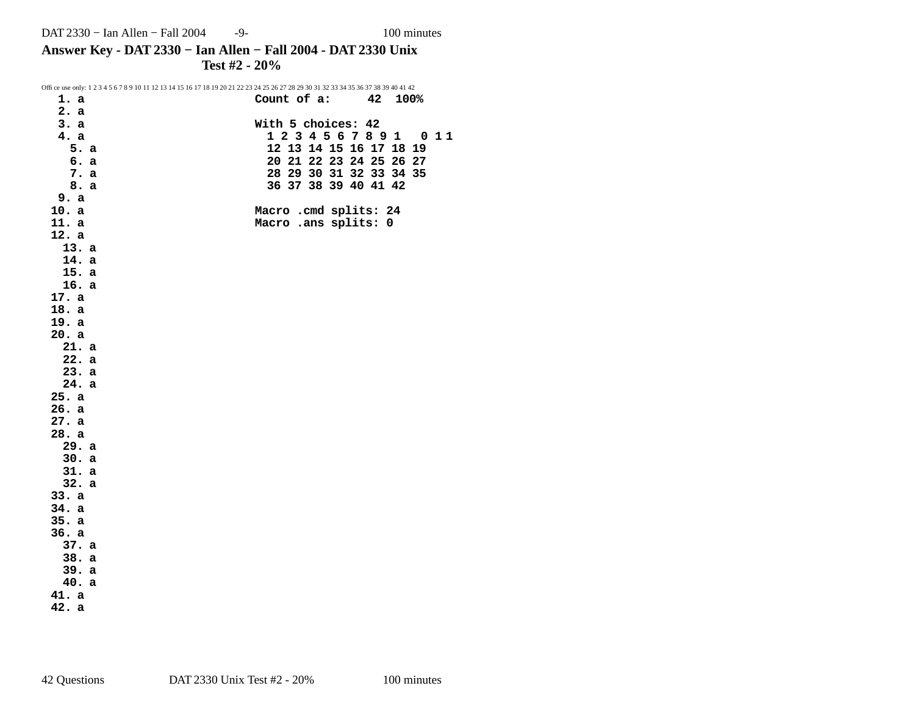# Answer Key - DAT 2330 − Ian Allen − Fall 2004 - DAT 2330 Unix Test #2 - 20%

Office use only: 1 2 3 4 5 6 7 8 9 10 11 12 13 14 15 16 17 18 19 20 21 22 23 24 25 26 27 28 29 30 31 32 33 34 35 36 37 38 39 40 41 42

```
  1. a                          Count of a:     42  100%
  2. a
  3. a                          With 5 choices: 42
  4. a                            1 2 3 4 5 6 7 8 9 1   0 1 1
    5. a                          12 13 14 15 16 17 18 19
    6. a                          20 21 22 23 24 25 26 27
    7. a                          28 29 30 31 32 33 34 35
    8. a                          36 37 38 39 40 41 42
  9. a
 10. a                          Macro .cmd splits: 24
 11. a                          Macro .ans splits: 0
 12. a
   13. a
   14. a
   15. a
   16. a
 17. a
 18. a
 19. a
 20. a
   21. a
   22. a
   23. a
   24. a
 25. a
 26. a
 27. a
 28. a
   29. a
   30. a
   31. a
   32. a
 33. a
 34. a
 35. a
 36. a
   37. a
   38. a
   39. a
   40. a
 41. a
 42. a
```